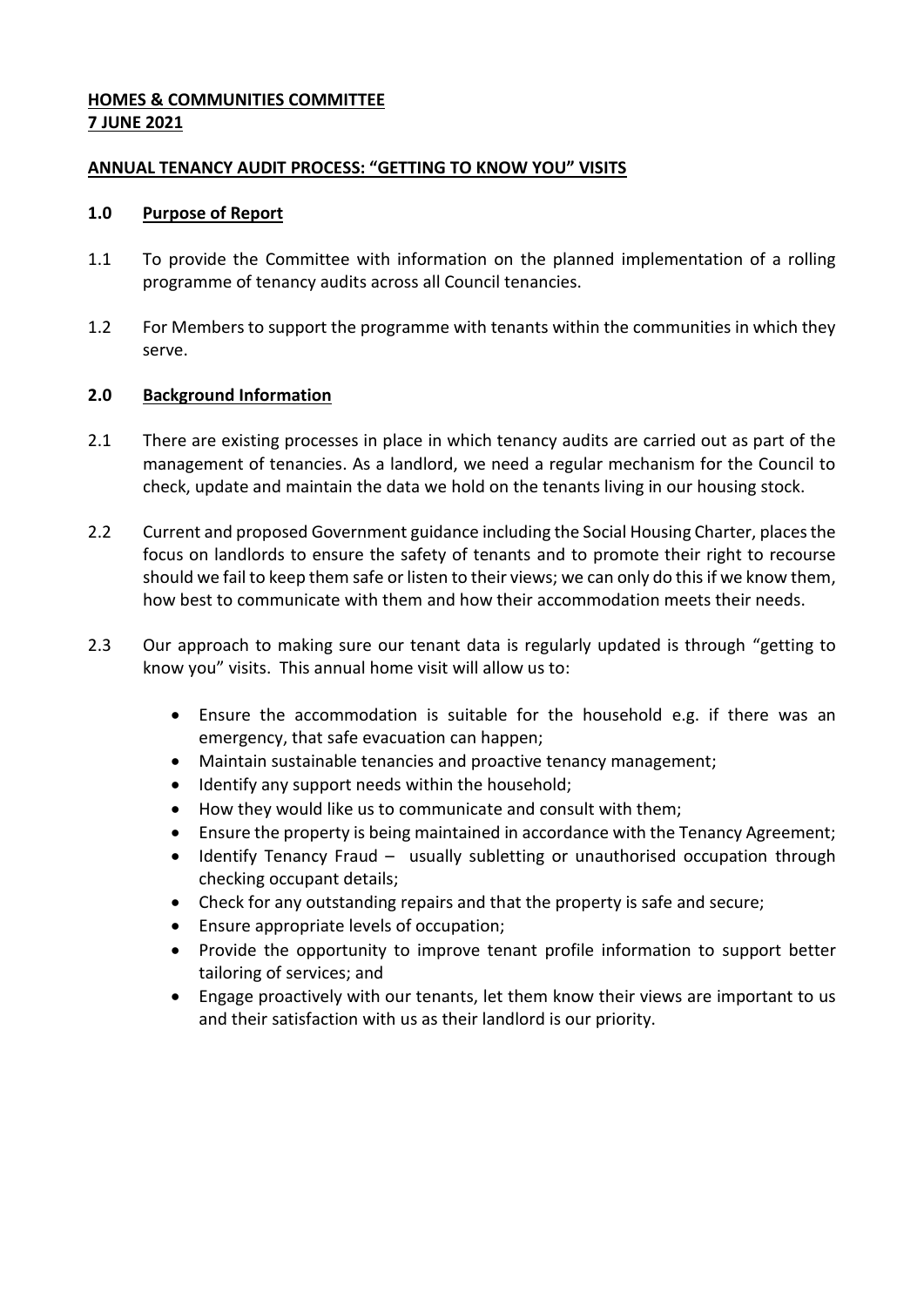**HOMES & COMMUNITIES COMMITTEE**
**7 JUNE 2021**

**ANNUAL TENANCY AUDIT PROCESS: "GETTING TO KNOW YOU" VISITS**

## 1.0 Purpose of Report

1.1 To provide the Committee with information on the planned implementation of a rolling programme of tenancy audits across all Council tenancies.

1.2 For Members to support the programme with tenants within the communities in which they serve.

## 2.0 Background Information

2.1 There are existing processes in place in which tenancy audits are carried out as part of the management of tenancies. As a landlord, we need a regular mechanism for the Council to check, update and maintain the data we hold on the tenants living in our housing stock.

2.2 Current and proposed Government guidance including the Social Housing Charter, places the focus on landlords to ensure the safety of tenants and to promote their right to recourse should we fail to keep them safe or listen to their views; we can only do this if we know them, how best to communicate with them and how their accommodation meets their needs.

2.3 Our approach to making sure our tenant data is regularly updated is through "getting to know you" visits. This annual home visit will allow us to:

- Ensure the accommodation is suitable for the household e.g. if there was an emergency, that safe evacuation can happen;
- Maintain sustainable tenancies and proactive tenancy management;
- Identify any support needs within the household;
- How they would like us to communicate and consult with them;
- Ensure the property is being maintained in accordance with the Tenancy Agreement;
- Identify Tenancy Fraud – usually subletting or unauthorised occupation through checking occupant details;
- Check for any outstanding repairs and that the property is safe and secure;
- Ensure appropriate levels of occupation;
- Provide the opportunity to improve tenant profile information to support better tailoring of services; and
- Engage proactively with our tenants, let them know their views are important to us and their satisfaction with us as their landlord is our priority.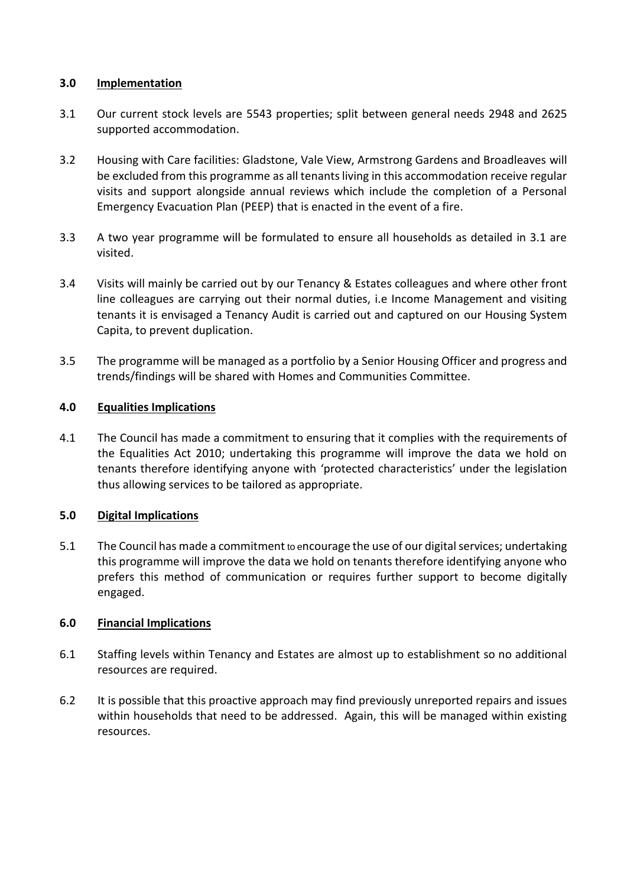## 3.0 Implementation

3.1 Our current stock levels are 5543 properties; split between general needs 2948 and 2625 supported accommodation.

3.2 Housing with Care facilities: Gladstone, Vale View, Armstrong Gardens and Broadleaves will be excluded from this programme as all tenants living in this accommodation receive regular visits and support alongside annual reviews which include the completion of a Personal Emergency Evacuation Plan (PEEP) that is enacted in the event of a fire.

3.3 A two year programme will be formulated to ensure all households as detailed in 3.1 are visited.

3.4 Visits will mainly be carried out by our Tenancy & Estates colleagues and where other front line colleagues are carrying out their normal duties, i.e Income Management and visiting tenants it is envisaged a Tenancy Audit is carried out and captured on our Housing System Capita, to prevent duplication.

3.5 The programme will be managed as a portfolio by a Senior Housing Officer and progress and trends/findings will be shared with Homes and Communities Committee.

## 4.0 Equalities Implications

4.1 The Council has made a commitment to ensuring that it complies with the requirements of the Equalities Act 2010; undertaking this programme will improve the data we hold on tenants therefore identifying anyone with 'protected characteristics' under the legislation thus allowing services to be tailored as appropriate.

## 5.0 Digital Implications

5.1 The Council has made a commitment to encourage the use of our digital services; undertaking this programme will improve the data we hold on tenants therefore identifying anyone who prefers this method of communication or requires further support to become digitally engaged.

## 6.0 Financial Implications

6.1 Staffing levels within Tenancy and Estates are almost up to establishment so no additional resources are required.

6.2 It is possible that this proactive approach may find previously unreported repairs and issues within households that need to be addressed. Again, this will be managed within existing resources.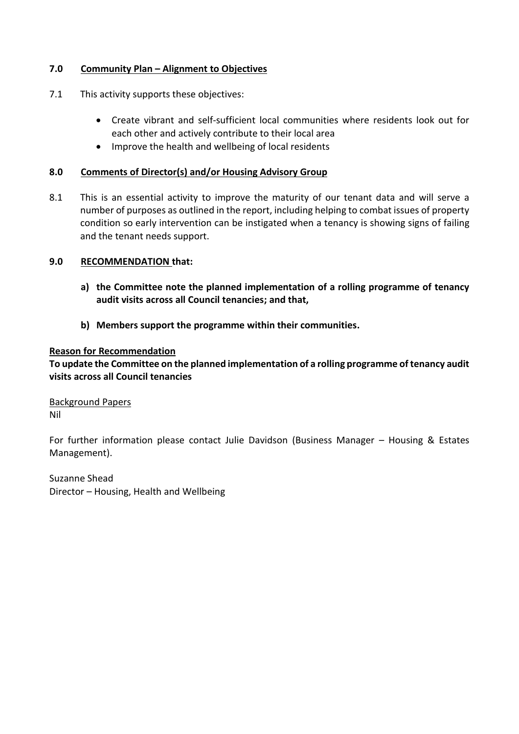## 7.0 Community Plan – Alignment to Objectives

7.1 This activity supports these objectives:

- Create vibrant and self-sufficient local communities where residents look out for each other and actively contribute to their local area
- Improve the health and wellbeing of local residents

## 8.0 Comments of Director(s) and/or Housing Advisory Group

8.1 This is an essential activity to improve the maturity of our tenant data and will serve a number of purposes as outlined in the report, including helping to combat issues of property condition so early intervention can be instigated when a tenancy is showing signs of failing and the tenant needs support.

## 9.0 RECOMMENDATION that:

**a) the Committee note the planned implementation of a rolling programme of tenancy audit visits across all Council tenancies; and that,**

**b) Members support the programme within their communities.**

**Reason for Recommendation**

**To update the Committee on the planned implementation of a rolling programme of tenancy audit visits across all Council tenancies**

Background Papers
Nil

For further information please contact Julie Davidson (Business Manager – Housing & Estates Management).

Suzanne Shead
Director – Housing, Health and Wellbeing